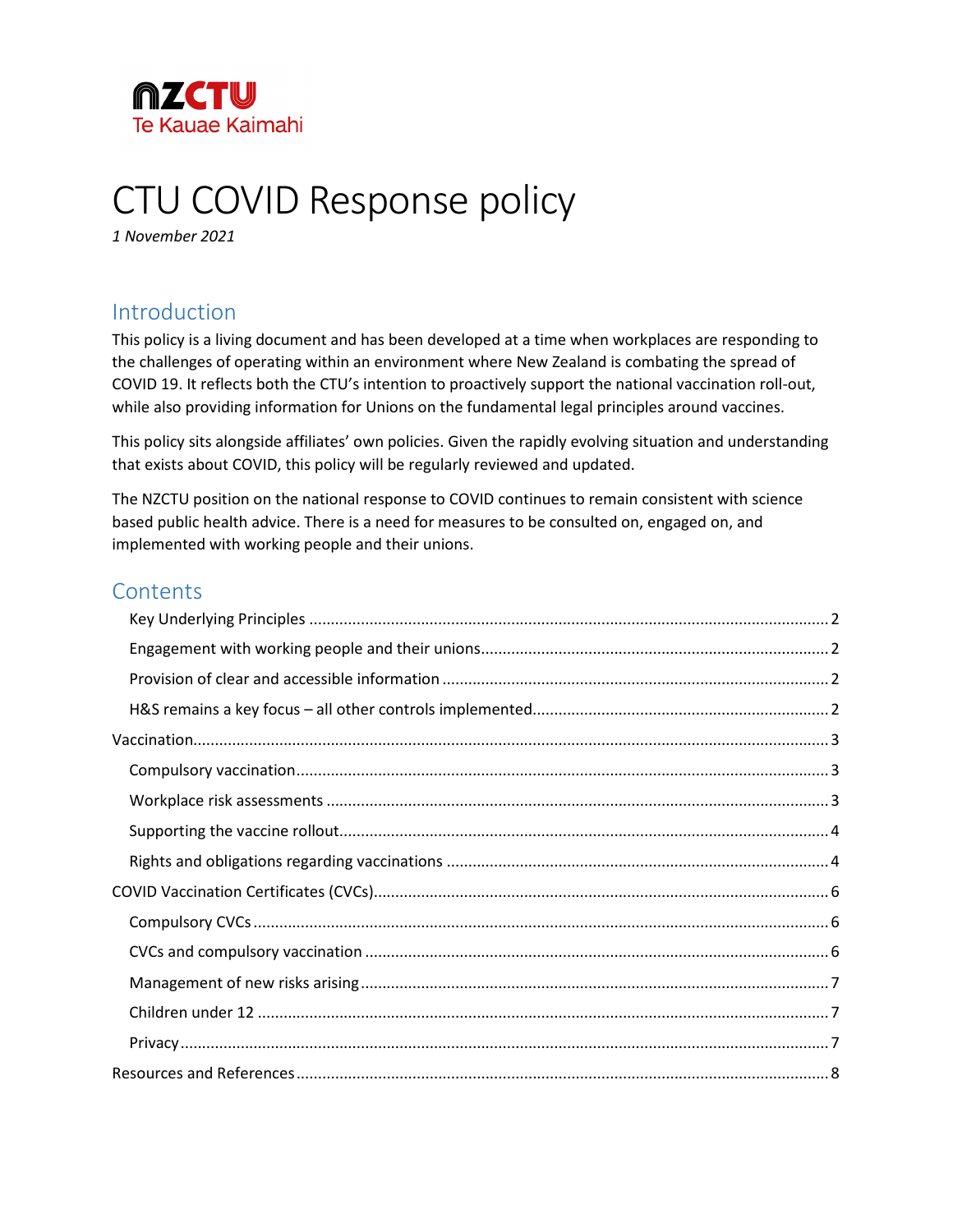NZCTU
Te Kauae Kaimahi

# CTU COVID Response policy

*1 November 2021*

## Introduction

This policy is a living document and has been developed at a time when workplaces are responding to the challenges of operating within an environment where New Zealand is combating the spread of COVID 19. It reflects both the CTU's intention to proactively support the national vaccination roll-out, while also providing information for Unions on the fundamental legal principles around vaccines.

This policy sits alongside affiliates' own policies. Given the rapidly evolving situation and understanding that exists about COVID, this policy will be regularly reviewed and updated.

The NZCTU position on the national response to COVID continues to remain consistent with science based public health advice. There is a need for measures to be consulted on, engaged on, and implemented with working people and their unions.

## Contents

- Key Underlying Principles ........ 2
  - Engagement with working people and their unions ........ 2
  - Provision of clear and accessible information ........ 2
  - H&S remains a key focus – all other controls implemented ........ 2
- Vaccination ........ 3
  - Compulsory vaccination ........ 3
  - Workplace risk assessments ........ 3
  - Supporting the vaccine rollout ........ 4
  - Rights and obligations regarding vaccinations ........ 4
- COVID Vaccination Certificates (CVCs) ........ 6
  - Compulsory CVCs ........ 6
  - CVCs and compulsory vaccination ........ 6
  - Management of new risks arising ........ 7
  - Children under 12 ........ 7
  - Privacy ........ 7
- Resources and References ........ 8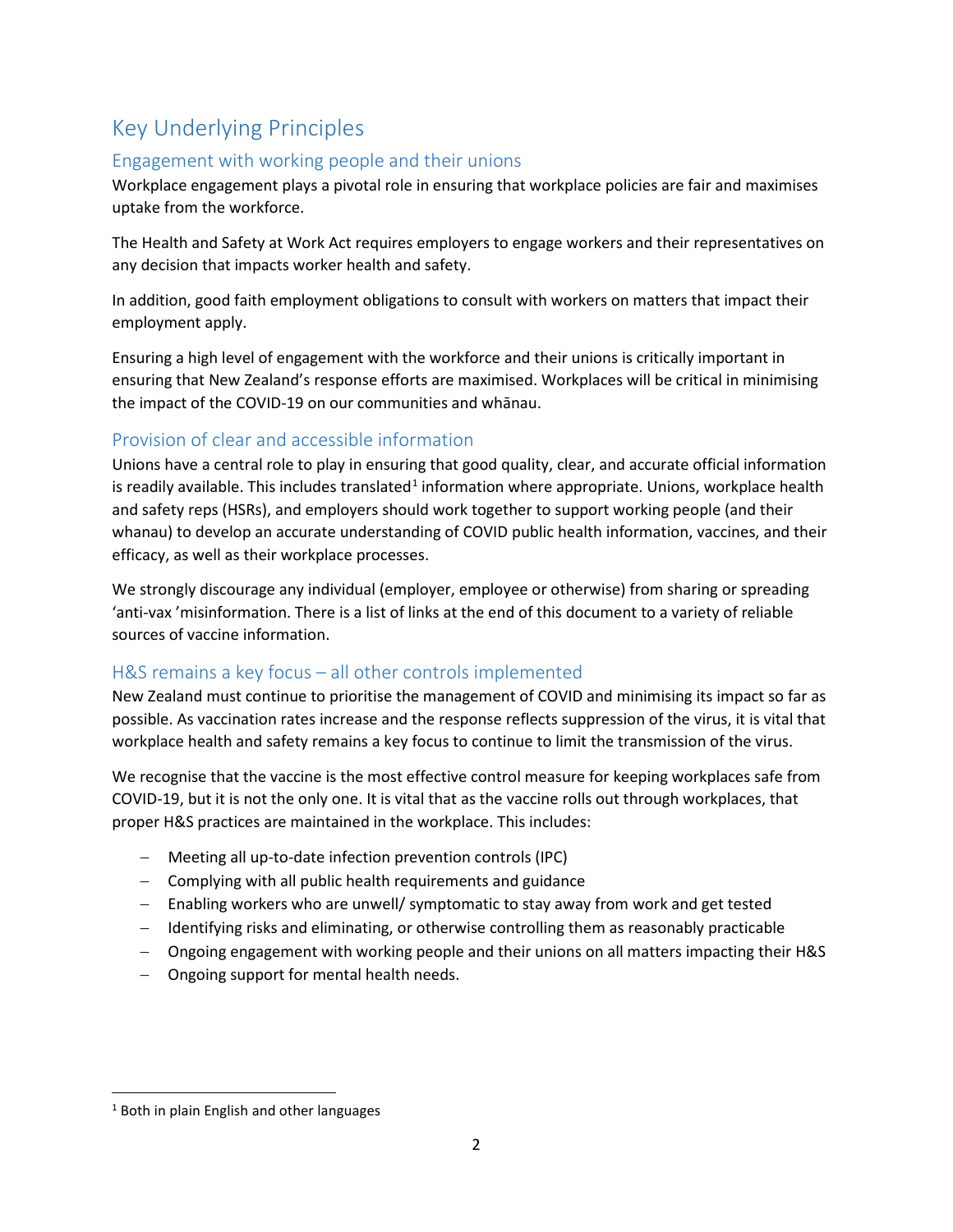# Key Underlying Principles

## Engagement with working people and their unions

Workplace engagement plays a pivotal role in ensuring that workplace policies are fair and maximises uptake from the workforce.

The Health and Safety at Work Act requires employers to engage workers and their representatives on any decision that impacts worker health and safety.

In addition, good faith employment obligations to consult with workers on matters that impact their employment apply.

Ensuring a high level of engagement with the workforce and their unions is critically important in ensuring that New Zealand's response efforts are maximised. Workplaces will be critical in minimising the impact of the COVID-19 on our communities and whānau.

## Provision of clear and accessible information

Unions have a central role to play in ensuring that good quality, clear, and accurate official information is readily available. This includes translated[1] information where appropriate. Unions, workplace health and safety reps (HSRs), and employers should work together to support working people (and their whanau) to develop an accurate understanding of COVID public health information, vaccines, and their efficacy, as well as their workplace processes.

We strongly discourage any individual (employer, employee or otherwise) from sharing or spreading 'anti-vax 'misinformation. There is a list of links at the end of this document to a variety of reliable sources of vaccine information.

## H&S remains a key focus – all other controls implemented

New Zealand must continue to prioritise the management of COVID and minimising its impact so far as possible. As vaccination rates increase and the response reflects suppression of the virus, it is vital that workplace health and safety remains a key focus to continue to limit the transmission of the virus.

We recognise that the vaccine is the most effective control measure for keeping workplaces safe from COVID-19, but it is not the only one. It is vital that as the vaccine rolls out through workplaces, that proper H&S practices are maintained in the workplace. This includes:

- Meeting all up-to-date infection prevention controls (IPC)
- Complying with all public health requirements and guidance
- Enabling workers who are unwell/ symptomatic to stay away from work and get tested
- Identifying risks and eliminating, or otherwise controlling them as reasonably practicable
- Ongoing engagement with working people and their unions on all matters impacting their H&S
- Ongoing support for mental health needs.

[1] Both in plain English and other languages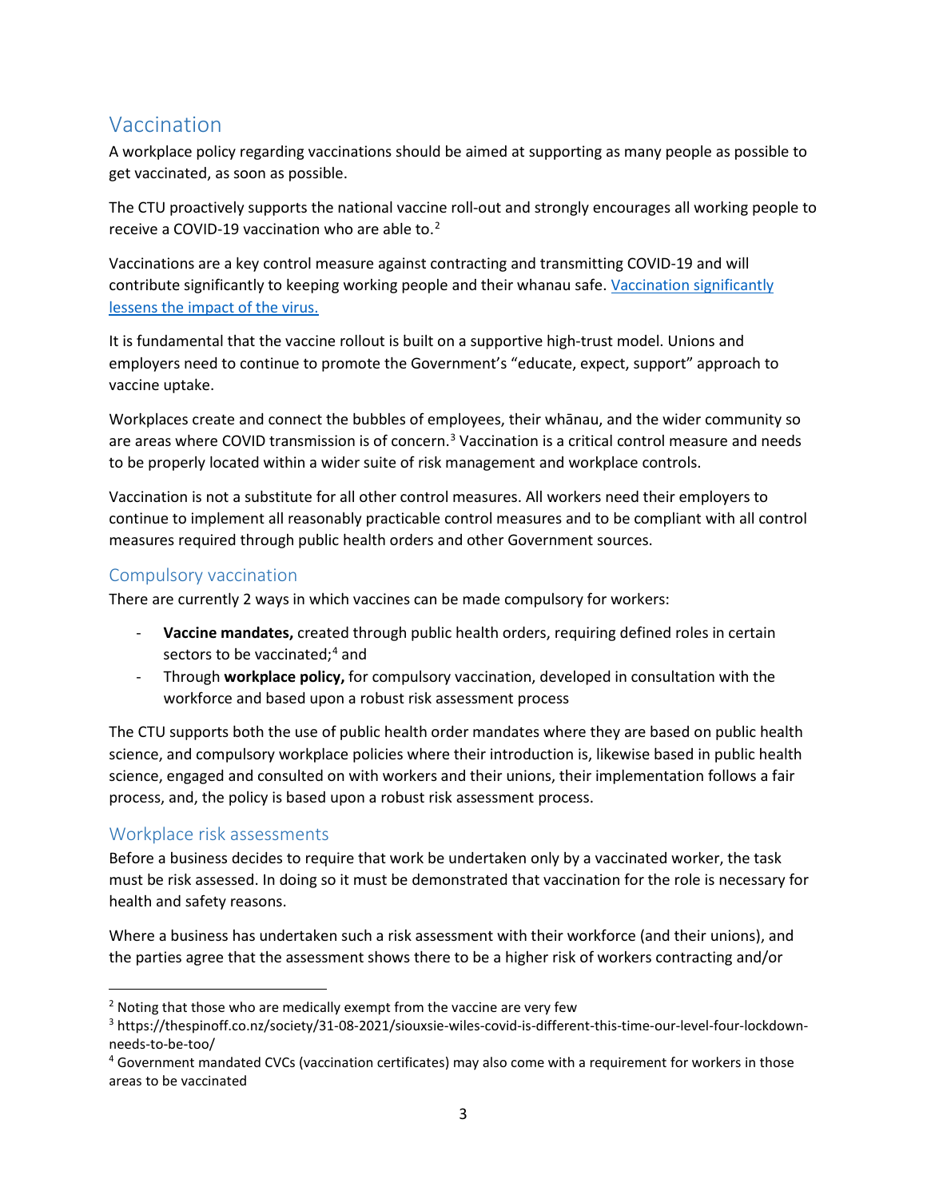## Vaccination

A workplace policy regarding vaccinations should be aimed at supporting as many people as possible to get vaccinated, as soon as possible.

The CTU proactively supports the national vaccine roll-out and strongly encourages all working people to receive a COVID-19 vaccination who are able to.[2]

Vaccinations are a key control measure against contracting and transmitting COVID-19 and will contribute significantly to keeping working people and their whanau safe. Vaccination significantly lessens the impact of the virus.

It is fundamental that the vaccine rollout is built on a supportive high-trust model. Unions and employers need to continue to promote the Government's "educate, expect, support" approach to vaccine uptake.

Workplaces create and connect the bubbles of employees, their whānau, and the wider community so are areas where COVID transmission is of concern.[3] Vaccination is a critical control measure and needs to be properly located within a wider suite of risk management and workplace controls.

Vaccination is not a substitute for all other control measures. All workers need their employers to continue to implement all reasonably practicable control measures and to be compliant with all control measures required through public health orders and other Government sources.

### Compulsory vaccination

There are currently 2 ways in which vaccines can be made compulsory for workers:

- **Vaccine mandates,** created through public health orders, requiring defined roles in certain sectors to be vaccinated;[4] and
- Through **workplace policy,** for compulsory vaccination, developed in consultation with the workforce and based upon a robust risk assessment process

The CTU supports both the use of public health order mandates where they are based on public health science, and compulsory workplace policies where their introduction is, likewise based in public health science, engaged and consulted on with workers and their unions, their implementation follows a fair process, and, the policy is based upon a robust risk assessment process.

### Workplace risk assessments

Before a business decides to require that work be undertaken only by a vaccinated worker, the task must be risk assessed. In doing so it must be demonstrated that vaccination for the role is necessary for health and safety reasons.

Where a business has undertaken such a risk assessment with their workforce (and their unions), and the parties agree that the assessment shows there to be a higher risk of workers contracting and/or

---

[2] Noting that those who are medically exempt from the vaccine are very few

[3] https://thespinoff.co.nz/society/31-08-2021/siouxsie-wiles-covid-is-different-this-time-our-level-four-lockdown-needs-to-be-too/

[4] Government mandated CVCs (vaccination certificates) may also come with a requirement for workers in those areas to be vaccinated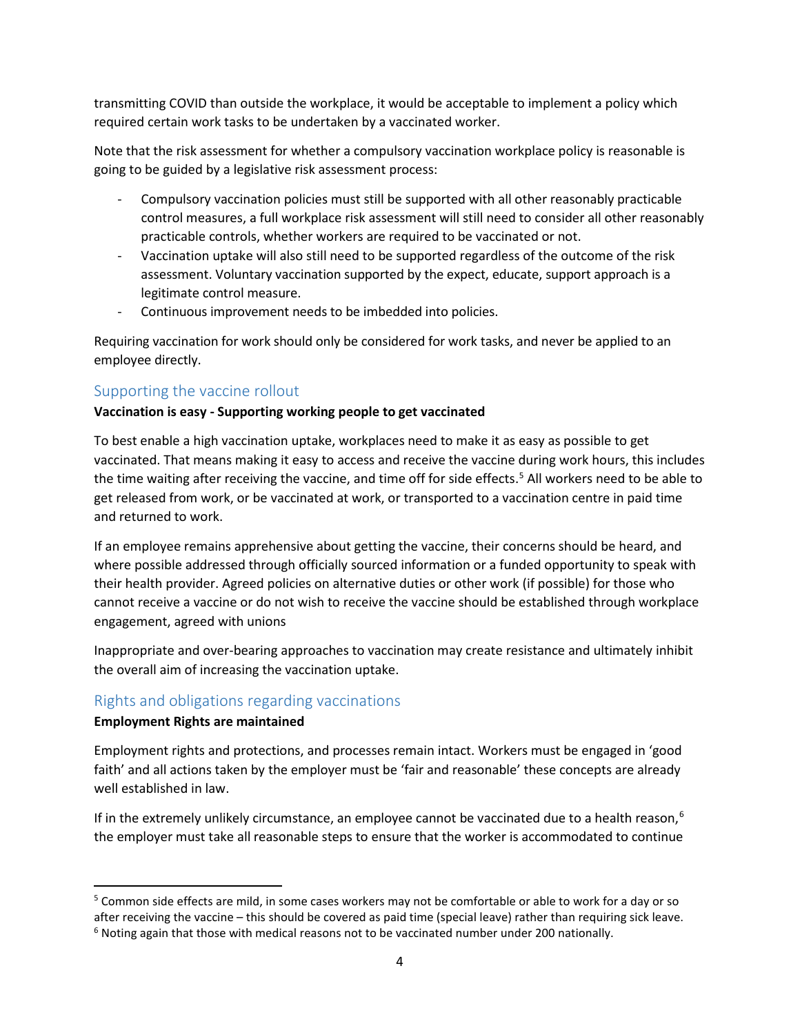transmitting COVID than outside the workplace, it would be acceptable to implement a policy which required certain work tasks to be undertaken by a vaccinated worker.

Note that the risk assessment for whether a compulsory vaccination workplace policy is reasonable is going to be guided by a legislative risk assessment process:

- Compulsory vaccination policies must still be supported with all other reasonably practicable control measures, a full workplace risk assessment will still need to consider all other reasonably practicable controls, whether workers are required to be vaccinated or not.
- Vaccination uptake will also still need to be supported regardless of the outcome of the risk assessment. Voluntary vaccination supported by the expect, educate, support approach is a legitimate control measure.
- Continuous improvement needs to be imbedded into policies.

Requiring vaccination for work should only be considered for work tasks, and never be applied to an employee directly.

## Supporting the vaccine rollout

**Vaccination is easy - Supporting working people to get vaccinated**

To best enable a high vaccination uptake, workplaces need to make it as easy as possible to get vaccinated. That means making it easy to access and receive the vaccine during work hours, this includes the time waiting after receiving the vaccine, and time off for side effects.[5] All workers need to be able to get released from work, or be vaccinated at work, or transported to a vaccination centre in paid time and returned to work.

If an employee remains apprehensive about getting the vaccine, their concerns should be heard, and where possible addressed through officially sourced information or a funded opportunity to speak with their health provider. Agreed policies on alternative duties or other work (if possible) for those who cannot receive a vaccine or do not wish to receive the vaccine should be established through workplace engagement, agreed with unions

Inappropriate and over-bearing approaches to vaccination may create resistance and ultimately inhibit the overall aim of increasing the vaccination uptake.

## Rights and obligations regarding vaccinations

**Employment Rights are maintained**

Employment rights and protections, and processes remain intact. Workers must be engaged in 'good faith' and all actions taken by the employer must be 'fair and reasonable' these concepts are already well established in law.

If in the extremely unlikely circumstance, an employee cannot be vaccinated due to a health reason,[6] the employer must take all reasonable steps to ensure that the worker is accommodated to continue

[5] Common side effects are mild, in some cases workers may not be comfortable or able to work for a day or so after receiving the vaccine – this should be covered as paid time (special leave) rather than requiring sick leave.

[6] Noting again that those with medical reasons not to be vaccinated number under 200 nationally.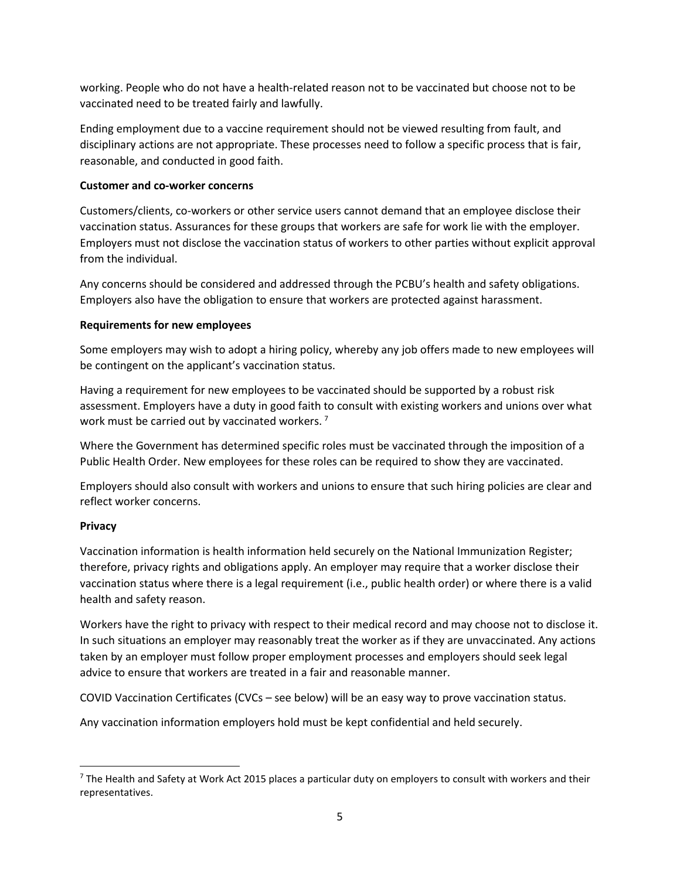working. People who do not have a health-related reason not to be vaccinated but choose not to be vaccinated need to be treated fairly and lawfully.

Ending employment due to a vaccine requirement should not be viewed resulting from fault, and disciplinary actions are not appropriate. These processes need to follow a specific process that is fair, reasonable, and conducted in good faith.

**Customer and co-worker concerns**

Customers/clients, co-workers or other service users cannot demand that an employee disclose their vaccination status. Assurances for these groups that workers are safe for work lie with the employer. Employers must not disclose the vaccination status of workers to other parties without explicit approval from the individual.

Any concerns should be considered and addressed through the PCBU's health and safety obligations. Employers also have the obligation to ensure that workers are protected against harassment.

**Requirements for new employees**

Some employers may wish to adopt a hiring policy, whereby any job offers made to new employees will be contingent on the applicant's vaccination status.

Having a requirement for new employees to be vaccinated should be supported by a robust risk assessment. Employers have a duty in good faith to consult with existing workers and unions over what work must be carried out by vaccinated workers. [7]

Where the Government has determined specific roles must be vaccinated through the imposition of a Public Health Order. New employees for these roles can be required to show they are vaccinated.

Employers should also consult with workers and unions to ensure that such hiring policies are clear and reflect worker concerns.

**Privacy**

Vaccination information is health information held securely on the National Immunization Register; therefore, privacy rights and obligations apply. An employer may require that a worker disclose their vaccination status where there is a legal requirement (i.e., public health order) or where there is a valid health and safety reason.

Workers have the right to privacy with respect to their medical record and may choose not to disclose it. In such situations an employer may reasonably treat the worker as if they are unvaccinated. Any actions taken by an employer must follow proper employment processes and employers should seek legal advice to ensure that workers are treated in a fair and reasonable manner.

COVID Vaccination Certificates (CVCs – see below) will be an easy way to prove vaccination status.

Any vaccination information employers hold must be kept confidential and held securely.

---

[7] The Health and Safety at Work Act 2015 places a particular duty on employers to consult with workers and their representatives.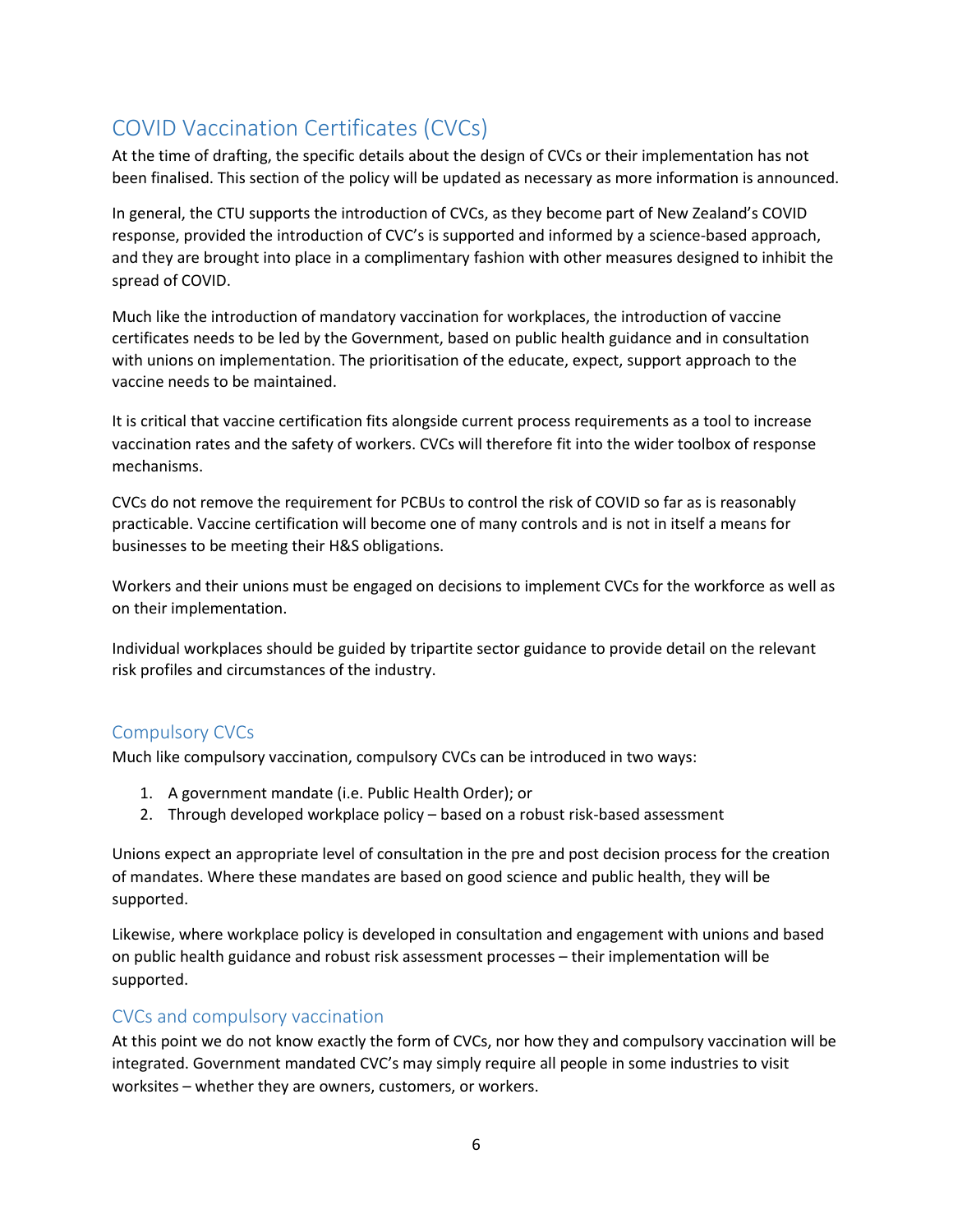## COVID Vaccination Certificates (CVCs)

At the time of drafting, the specific details about the design of CVCs or their implementation has not been finalised. This section of the policy will be updated as necessary as more information is announced.

In general, the CTU supports the introduction of CVCs, as they become part of New Zealand's COVID response, provided the introduction of CVC's is supported and informed by a science-based approach, and they are brought into place in a complimentary fashion with other measures designed to inhibit the spread of COVID.

Much like the introduction of mandatory vaccination for workplaces, the introduction of vaccine certificates needs to be led by the Government, based on public health guidance and in consultation with unions on implementation. The prioritisation of the educate, expect, support approach to the vaccine needs to be maintained.

It is critical that vaccine certification fits alongside current process requirements as a tool to increase vaccination rates and the safety of workers. CVCs will therefore fit into the wider toolbox of response mechanisms.

CVCs do not remove the requirement for PCBUs to control the risk of COVID so far as is reasonably practicable. Vaccine certification will become one of many controls and is not in itself a means for businesses to be meeting their H&S obligations.

Workers and their unions must be engaged on decisions to implement CVCs for the workforce as well as on their implementation.

Individual workplaces should be guided by tripartite sector guidance to provide detail on the relevant risk profiles and circumstances of the industry.

### Compulsory CVCs

Much like compulsory vaccination, compulsory CVCs can be introduced in two ways:

1. A government mandate (i.e. Public Health Order); or
2. Through developed workplace policy – based on a robust risk-based assessment

Unions expect an appropriate level of consultation in the pre and post decision process for the creation of mandates. Where these mandates are based on good science and public health, they will be supported.

Likewise, where workplace policy is developed in consultation and engagement with unions and based on public health guidance and robust risk assessment processes – their implementation will be supported.

### CVCs and compulsory vaccination

At this point we do not know exactly the form of CVCs, nor how they and compulsory vaccination will be integrated. Government mandated CVC's may simply require all people in some industries to visit worksites – whether they are owners, customers, or workers.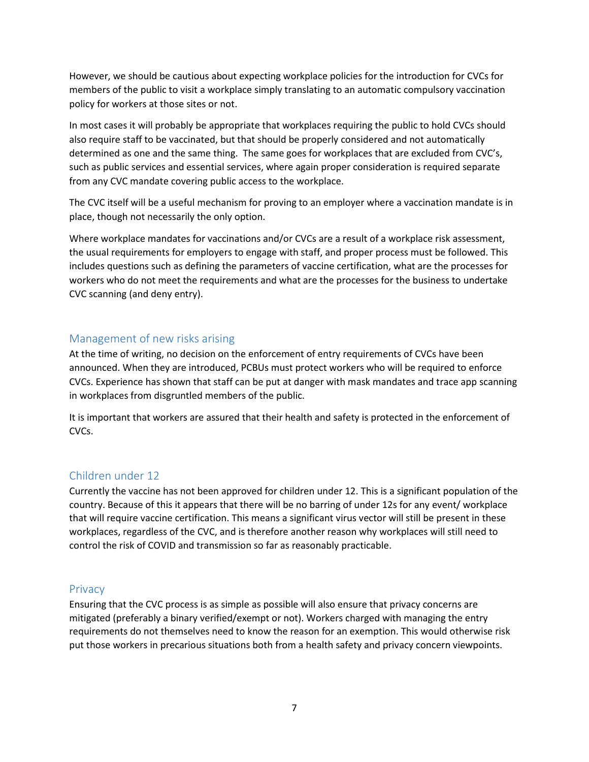However, we should be cautious about expecting workplace policies for the introduction for CVCs for members of the public to visit a workplace simply translating to an automatic compulsory vaccination policy for workers at those sites or not.

In most cases it will probably be appropriate that workplaces requiring the public to hold CVCs should also require staff to be vaccinated, but that should be properly considered and not automatically determined as one and the same thing. The same goes for workplaces that are excluded from CVC's, such as public services and essential services, where again proper consideration is required separate from any CVC mandate covering public access to the workplace.

The CVC itself will be a useful mechanism for proving to an employer where a vaccination mandate is in place, though not necessarily the only option.

Where workplace mandates for vaccinations and/or CVCs are a result of a workplace risk assessment, the usual requirements for employers to engage with staff, and proper process must be followed. This includes questions such as defining the parameters of vaccine certification, what are the processes for workers who do not meet the requirements and what are the processes for the business to undertake CVC scanning (and deny entry).

## Management of new risks arising

At the time of writing, no decision on the enforcement of entry requirements of CVCs have been announced. When they are introduced, PCBUs must protect workers who will be required to enforce CVCs. Experience has shown that staff can be put at danger with mask mandates and trace app scanning in workplaces from disgruntled members of the public.

It is important that workers are assured that their health and safety is protected in the enforcement of CVCs.

## Children under 12

Currently the vaccine has not been approved for children under 12. This is a significant population of the country. Because of this it appears that there will be no barring of under 12s for any event/ workplace that will require vaccine certification. This means a significant virus vector will still be present in these workplaces, regardless of the CVC, and is therefore another reason why workplaces will still need to control the risk of COVID and transmission so far as reasonably practicable.

## Privacy

Ensuring that the CVC process is as simple as possible will also ensure that privacy concerns are mitigated (preferably a binary verified/exempt or not). Workers charged with managing the entry requirements do not themselves need to know the reason for an exemption. This would otherwise risk put those workers in precarious situations both from a health safety and privacy concern viewpoints.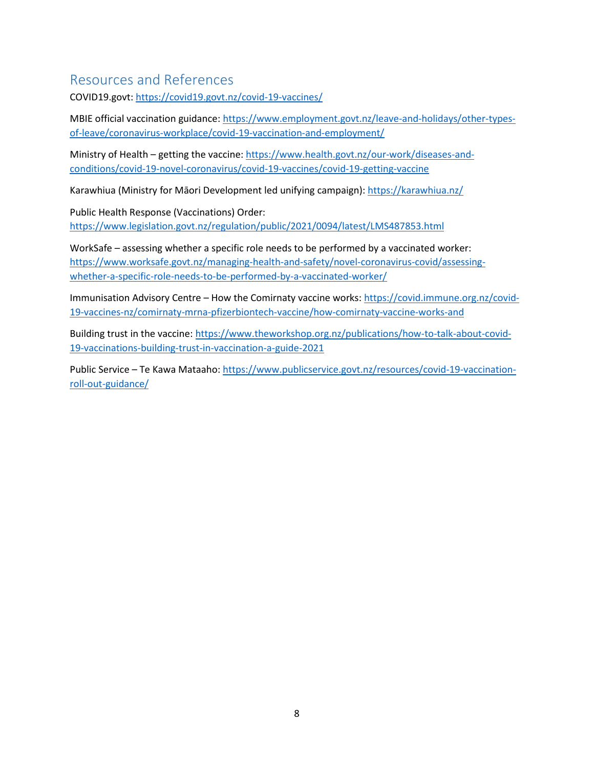## Resources and References

COVID19.govt: https://covid19.govt.nz/covid-19-vaccines/

MBIE official vaccination guidance: https://www.employment.govt.nz/leave-and-holidays/other-types-of-leave/coronavirus-workplace/covid-19-vaccination-and-employment/

Ministry of Health – getting the vaccine: https://www.health.govt.nz/our-work/diseases-and-conditions/covid-19-novel-coronavirus/covid-19-vaccines/covid-19-getting-vaccine

Karawhiua (Ministry for Māori Development led unifying campaign): https://karawhiua.nz/

Public Health Response (Vaccinations) Order: https://www.legislation.govt.nz/regulation/public/2021/0094/latest/LMS487853.html

WorkSafe – assessing whether a specific role needs to be performed by a vaccinated worker: https://www.worksafe.govt.nz/managing-health-and-safety/novel-coronavirus-covid/assessing-whether-a-specific-role-needs-to-be-performed-by-a-vaccinated-worker/

Immunisation Advisory Centre – How the Comirnaty vaccine works: https://covid.immune.org.nz/covid-19-vaccines-nz/comirnaty-mrna-pfizerbiontech-vaccine/how-comirnaty-vaccine-works-and

Building trust in the vaccine: https://www.theworkshop.org.nz/publications/how-to-talk-about-covid-19-vaccinations-building-trust-in-vaccination-a-guide-2021

Public Service – Te Kawa Mataaho: https://www.publicservice.govt.nz/resources/covid-19-vaccination-roll-out-guidance/